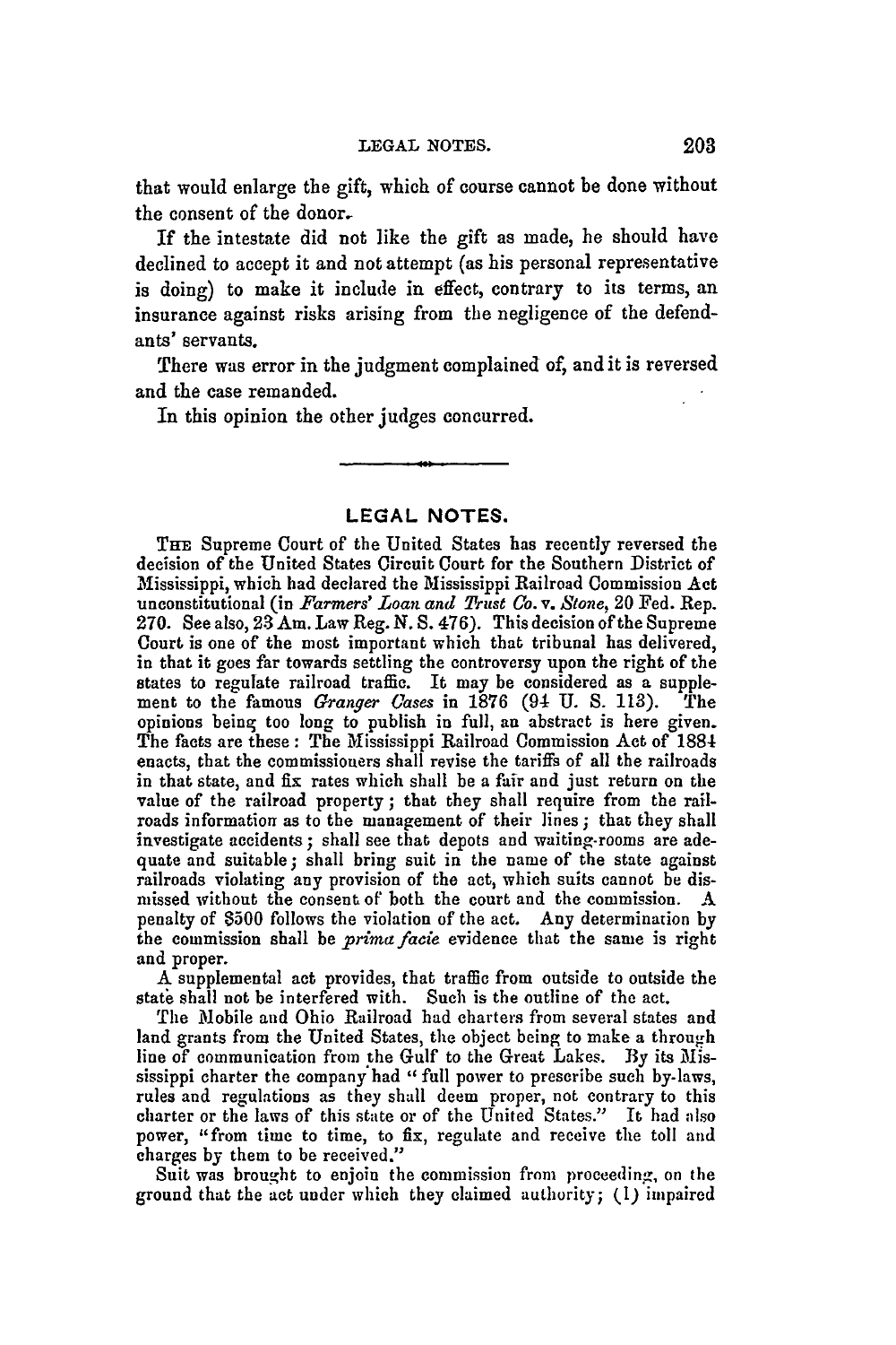that would enlarge the gift, which of course cannot be done without the consent of the donor.

If the intestate did not like the gift as made, he should have declined to accept it and not attempt (as his personal representative is doing) to make it include in effect, contrary to its terms, an insurance against risks arising from the negligence of the defendants' servants.

There was error in the judgment complained of, and it is reversed and the case remanded.

In this opinion the other judges concurred.

---

## LEGAL NOTES.

THE Supreme Court of the United States has recently reversed the decision of the United States Circuit Court for the Southern District of Mississippi, which had declared the Mississippi Railroad Commission Act unconstitutional (in *Farmers' Loan and Trust Co.* v. *Stone*, 20 Fed. Rep. 270. See also, 23 Am. Law Reg. N. S. 476). This decision of the Supreme Court is one of the most important which that tribunal has delivered, in that it goes far towards settling the controversy upon the right of the states to regulate railroad traffic. It may be considered as a supplement to the famous *Granger Cases* in 1876 (94 U. S. 113). The opinions being too long to publish in full, an abstract is here given. The facts are these: The Mississippi Railroad Commission Act of 1884 enacts, that the commissioners shall revise the tariffs of all the railroads in that state, and fix rates which shall be a fair and just return on the value of the railroad property; that they shall require from the railroads information as to the management of their lines; that they shall investigate accidents; shall see that depots and waiting-rooms are adequate and suitable; shall bring suit in the name of the state against railroads violating any provision of the act, which suits cannot be dismissed without the consent of both the court and the commission. A penalty of $500 follows the violation of the act. Any determination by the commission shall be *prima facie* evidence that the same is right and proper.

A supplemental act provides, that traffic from outside to outside the state shall not be interfered with. Such is the outline of the act.

The Mobile and Ohio Railroad had charters from several states and land grants from the United States, the object being to make a through line of communication from the Gulf to the Great Lakes. By its Mississippi charter the company had "full power to prescribe such by-laws, rules and regulations as they shall deem proper, not contrary to this charter or the laws of this state or of the United States." It had also power, "from time to time, to fix, regulate and receive the toll and charges by them to be received."

Suit was brought to enjoin the commission from proceeding, on the ground that the act under which they claimed authority; (1) impaired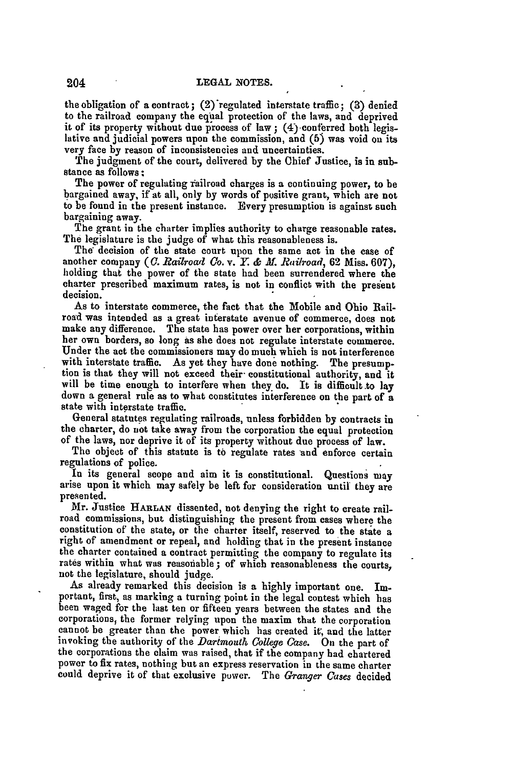the obligation of a contract; (2) regulated interstate traffic; (3) denied to the railroad company the equal protection of the laws, and deprived it of its property without due process of law; (4) conferred both legislative and judicial powers upon the commission, and (5) was void on its very face by reason of inconsistencies and uncertainties.

The judgment of the court, delivered by the Chief Justice, is in substance as follows:

The power of regulating railroad charges is a continuing power, to be bargained away, if at all, only by words of positive grant, which are not to be found in the present instance. Every presumption is against such bargaining away.

The grant in the charter implies authority to charge reasonable rates. The legislature is the judge of what this reasonableness is.

The decision of the state court upon the same act in the case of another company (*C. Railroad Co.* v. *Y. & M. Railroad*, 62 Miss. 607), holding that the power of the state had been surrendered where the charter prescribed maximum rates, is not in conflict with the present decision.

As to interstate commerce, the fact that the Mobile and Ohio Railroad was intended as a great interstate avenue of commerce, does not make any difference. The state has power over her corporations, within her own borders, so long as she does not regulate interstate commerce. Under the act the commissioners may do much which is not interference with interstate traffic. As yet they have done nothing. The presumption is that they will not exceed their constitutional authority, and it will be time enough to interfere when they do. It is difficult to lay down a general rule as to what constitutes interference on the part of a state with interstate traffic.

General statutes regulating railroads, unless forbidden by contracts in the charter, do not take away from the corporation the equal protection of the laws, nor deprive it of its property without due process of law.

The object of this statute is to regulate rates and enforce certain regulations of police.

In its general scope and aim it is constitutional. Questions may arise upon it which may safely be left for consideration until they are presented.

Mr. Justice HARLAN dissented, not denying the right to create railroad commissions, but distinguishing the present from cases where the constitution of the state, or the charter itself, reserved to the state a right of amendment or repeal, and holding that in the present instance the charter contained a contract permitting the company to regulate its rates within what was reasonable; of which reasonableness the courts, not the legislature, should judge.

As already remarked this decision is a highly important one. Important, first, as marking a turning point in the legal contest which has been waged for the last ten or fifteen years between the states and the corporations, the former relying upon the maxim that the corporation cannot be greater than the power which has created it, and the latter invoking the authority of the *Dartmouth College Case*. On the part of the corporations the claim was raised, that if the company had chartered power to fix rates, nothing but an express reservation in the same charter could deprive it of that exclusive power. The *Granger Cases* decided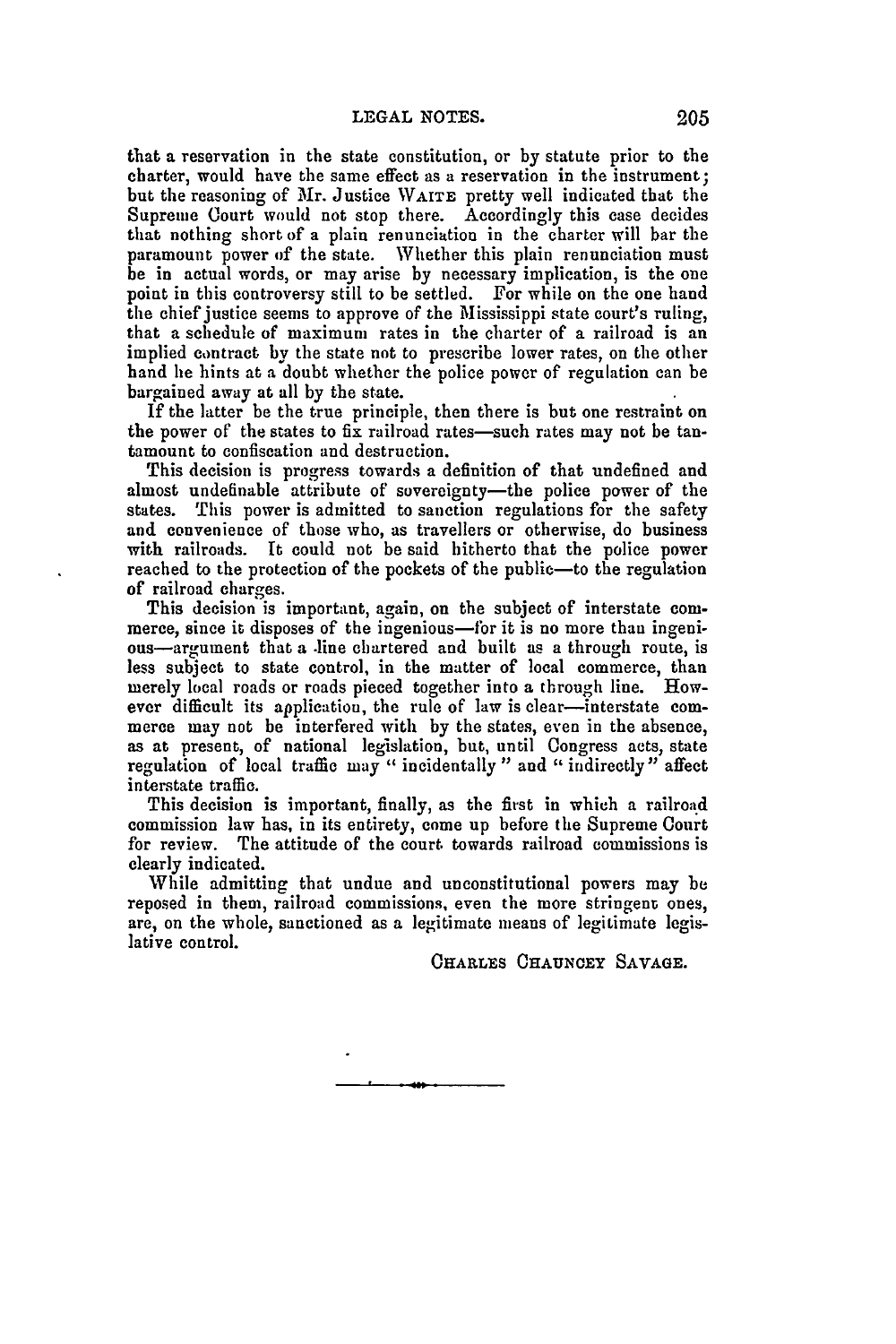that a reservation in the state constitution, or by statute prior to the charter, would have the same effect as a reservation in the instrument; but the reasoning of Mr. Justice WAITE pretty well indicated that the Supreme Court would not stop there. Accordingly this case decides that nothing short of a plain renunciation in the charter will bar the paramount power of the state. Whether this plain renunciation must be in actual words, or may arise by necessary implication, is the one point in this controversy still to be settled. For while on the one hand the chief justice seems to approve of the Mississippi state court's ruling, that a schedule of maximum rates in the charter of a railroad is an implied contract by the state not to prescribe lower rates, on the other hand he hints at a doubt whether the police power of regulation can be bargained away at all by the state.

If the latter be the true principle, then there is but one restraint on the power of the states to fix railroad rates—such rates may not be tantamount to confiscation and destruction.

This decision is progress towards a definition of that undefined and almost undefinable attribute of sovereignty—the police power of the states. This power is admitted to sanction regulations for the safety and convenience of those who, as travellers or otherwise, do business with railroads. It could not be said hitherto that the police power reached to the protection of the pockets of the public—to the regulation of railroad charges.

This decision is important, again, on the subject of interstate commerce, since it disposes of the ingenious—for it is no more than ingenious—argument that a line chartered and built as a through route, is less subject to state control, in the matter of local commerce, than merely local roads or roads pieced together into a through line. However difficult its application, the rule of law is clear—interstate commerce may not be interfered with by the states, even in the absence, as at present, of national legislation, but, until Congress acts, state regulation of local traffic may "incidentally" and "indirectly" affect interstate traffic.

This decision is important, finally, as the first in which a railroad commission law has, in its entirety, come up before the Supreme Court for review. The attitude of the court towards railroad commissions is clearly indicated.

While admitting that undue and unconstitutional powers may be reposed in them, railroad commissions, even the more stringent ones, are, on the whole, sanctioned as a legitimate means of legitimate legislative control.

CHARLES CHAUNCEY SAVAGE.